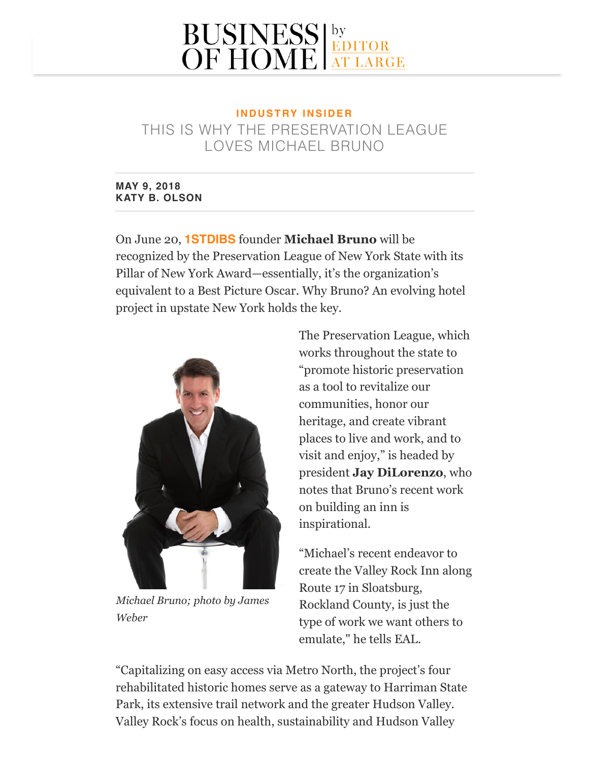INDUSTRY INSIDER

# THIS IS WHY THE PRESERVATION LEAGUE LOVES MICHAEL BRUNO

**MAY 9, 2018**
**KATY B. OLSON**

On June 20, **1STDIBS** founder **Michael Bruno** will be recognized by the Preservation League of New York State with its Pillar of New York Award—essentially, it's the organization's equivalent to a Best Picture Oscar. Why Bruno? An evolving hotel project in upstate New York holds the key.

*Michael Bruno; photo by James Weber*

The Preservation League, which works throughout the state to "promote historic preservation as a tool to revitalize our communities, honor our heritage, and create vibrant places to live and work, and to visit and enjoy," is headed by president **Jay DiLorenzo**, who notes that Bruno's recent work on building an inn is inspirational.

"Michael's recent endeavor to create the Valley Rock Inn along Route 17 in Sloatsburg, Rockland County, is just the type of work we want others to emulate," he tells EAL.

"Capitalizing on easy access via Metro North, the project's four rehabilitated historic homes serve as a gateway to Harriman State Park, its extensive trail network and the greater Hudson Valley. Valley Rock's focus on health, sustainability and Hudson Valley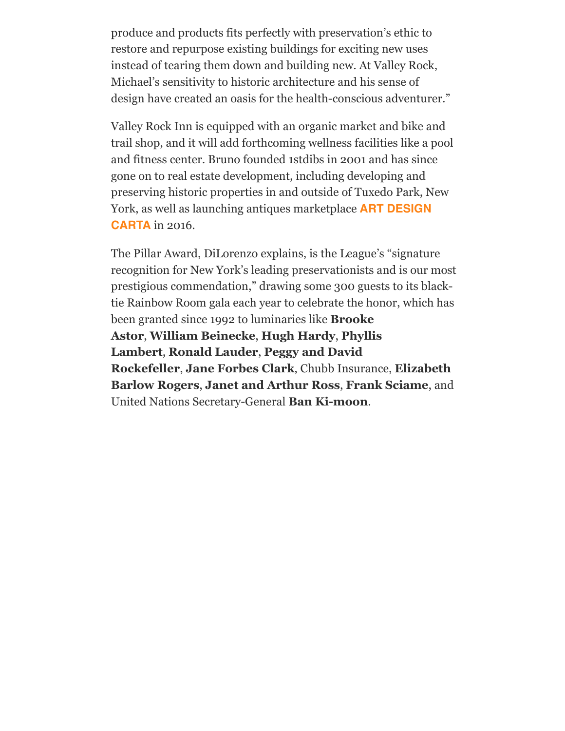produce and products fits perfectly with preservation's ethic to restore and repurpose existing buildings for exciting new uses instead of tearing them down and building new. At Valley Rock, Michael's sensitivity to historic architecture and his sense of design have created an oasis for the health-conscious adventurer."

Valley Rock Inn is equipped with an organic market and bike and trail shop, and it will add forthcoming wellness facilities like a pool and fitness center. Bruno founded 1stdibs in 2001 and has since gone on to real estate development, including developing and preserving historic properties in and outside of Tuxedo Park, New York, as well as launching antiques marketplace **ART DESIGN CARTA** in 2016.

The Pillar Award, DiLorenzo explains, is the League's "signature recognition for New York's leading preservationists and is our most prestigious commendation," drawing some 300 guests to its black-tie Rainbow Room gala each year to celebrate the honor, which has been granted since 1992 to luminaries like **Brooke Astor**, **William Beinecke**, **Hugh Hardy**, **Phyllis Lambert**, **Ronald Lauder**, **Peggy and David Rockefeller**, **Jane Forbes Clark**, Chubb Insurance, **Elizabeth Barlow Rogers**, **Janet and Arthur Ross**, **Frank Sciame**, and United Nations Secretary-General **Ban Ki-moon**.